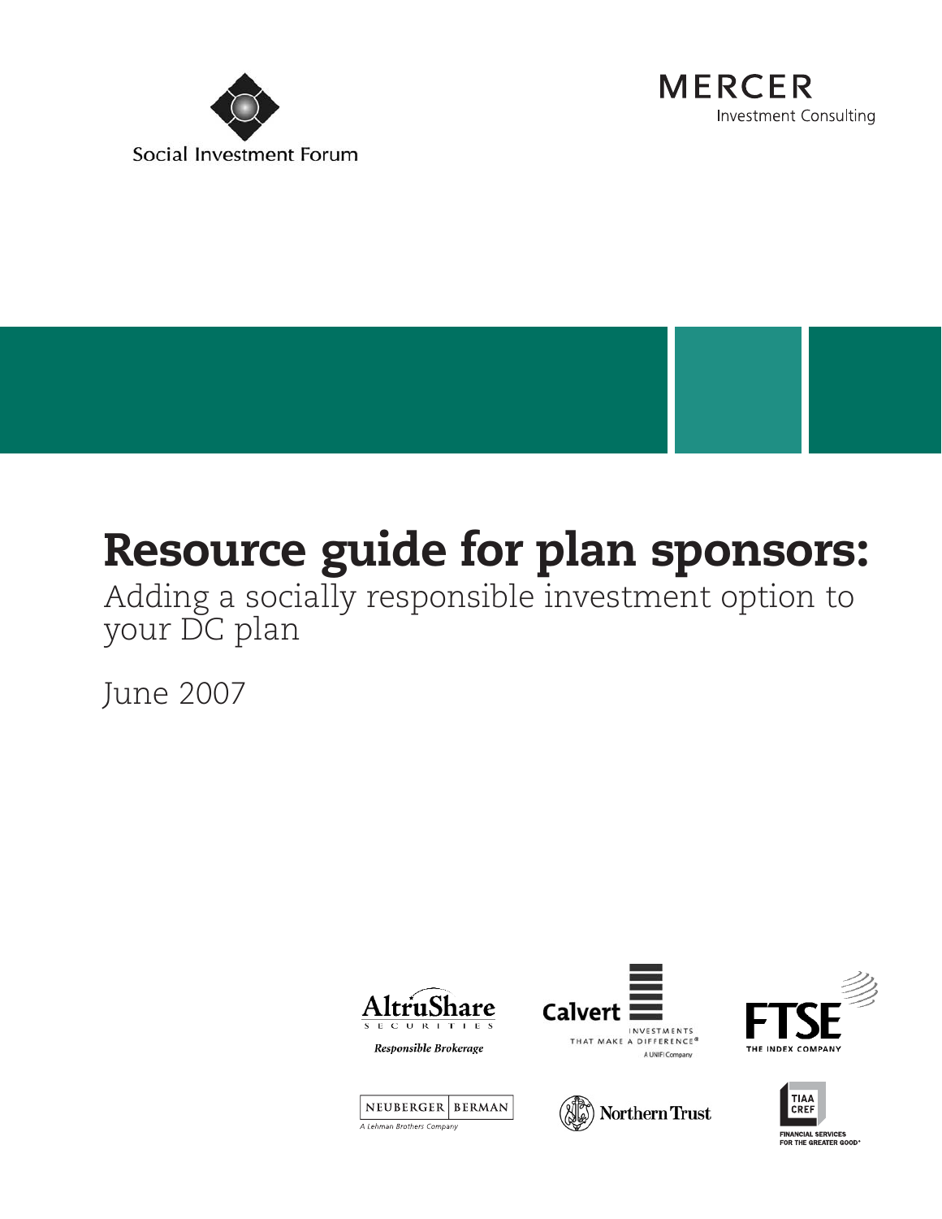Social Investment Forum

MERCER
Investment Consulting

# Resource guide for plan sponsors:

Adding a socially responsible investment option to your DC plan

June 2007

AltruShare Securities
*Responsible Brokerage*

Calvert
INVESTMENTS THAT MAKE A DIFFERENCE®
A UNIFI Company

FTSE
THE INDEX COMPANY

NEUBERGER | BERMAN
*A Lehman Brothers Company*

Northern Trust

TIAA CREF
FINANCIAL SERVICES FOR THE GREATER GOOD®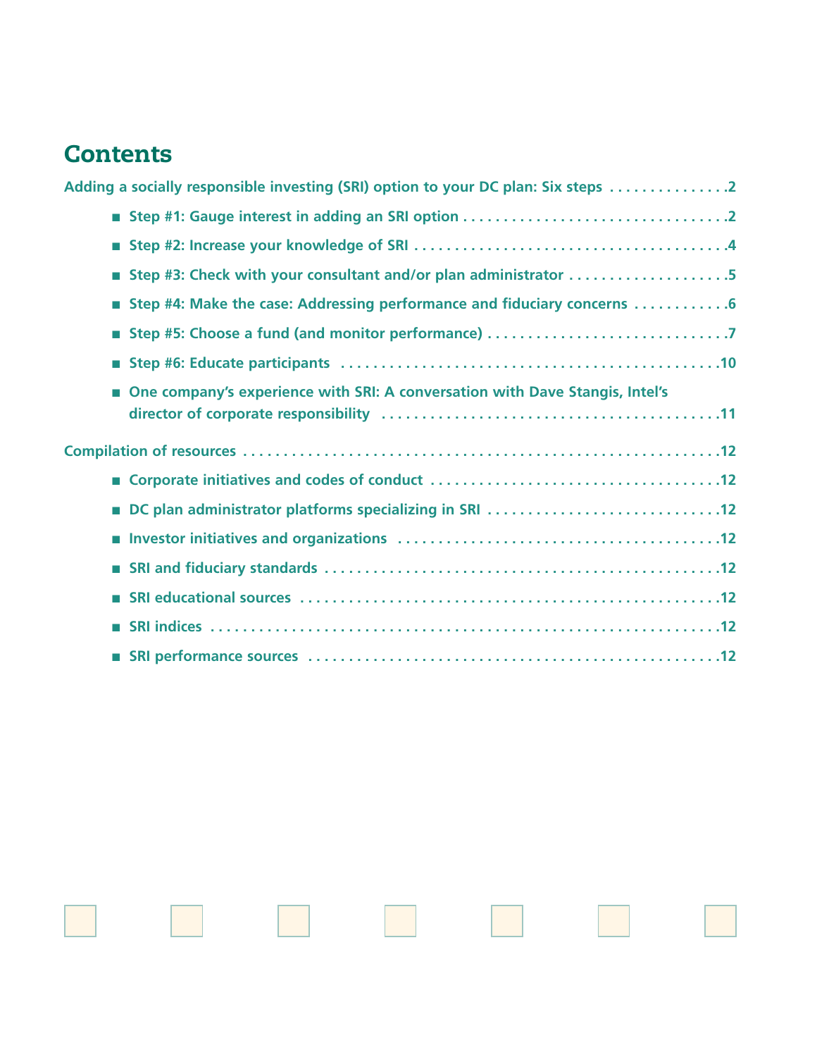# Contents

Adding a socially responsible investing (SRI) option to your DC plan: Six steps . . . . . . . . . . . . . . . 2

- Step #1: Gauge interest in adding an SRI option . . . . . . . . . . . . . . . . . . . . . . . . . . . . . . . . . 2
- Step #2: Increase your knowledge of SRI . . . . . . . . . . . . . . . . . . . . . . . . . . . . . . . . . . . . . . 4
- Step #3: Check with your consultant and/or plan administrator . . . . . . . . . . . . . . . . . . . . 5
- Step #4: Make the case: Addressing performance and fiduciary concerns . . . . . . . . . . . . 6
- Step #5: Choose a fund (and monitor performance) . . . . . . . . . . . . . . . . . . . . . . . . . . . . . . 7
- Step #6: Educate participants . . . . . . . . . . . . . . . . . . . . . . . . . . . . . . . . . . . . . . . . . . . . . . 10
- One company's experience with SRI: A conversation with Dave Stangis, Intel's director of corporate responsibility . . . . . . . . . . . . . . . . . . . . . . . . . . . . . . . . . . . . . . . . . . 11

Compilation of resources . . . . . . . . . . . . . . . . . . . . . . . . . . . . . . . . . . . . . . . . . . . . . . . . . . . . . . . 12

- Corporate initiatives and codes of conduct . . . . . . . . . . . . . . . . . . . . . . . . . . . . . . . . . . . . 12
- DC plan administrator platforms specializing in SRI . . . . . . . . . . . . . . . . . . . . . . . . . . . . . 12
- Investor initiatives and organizations . . . . . . . . . . . . . . . . . . . . . . . . . . . . . . . . . . . . . . . . 12
- SRI and fiduciary standards . . . . . . . . . . . . . . . . . . . . . . . . . . . . . . . . . . . . . . . . . . . . . . . . . 12
- SRI educational sources . . . . . . . . . . . . . . . . . . . . . . . . . . . . . . . . . . . . . . . . . . . . . . . . . . . 12
- SRI indices . . . . . . . . . . . . . . . . . . . . . . . . . . . . . . . . . . . . . . . . . . . . . . . . . . . . . . . . . . . . . 12
- SRI performance sources . . . . . . . . . . . . . . . . . . . . . . . . . . . . . . . . . . . . . . . . . . . . . . . . . . 12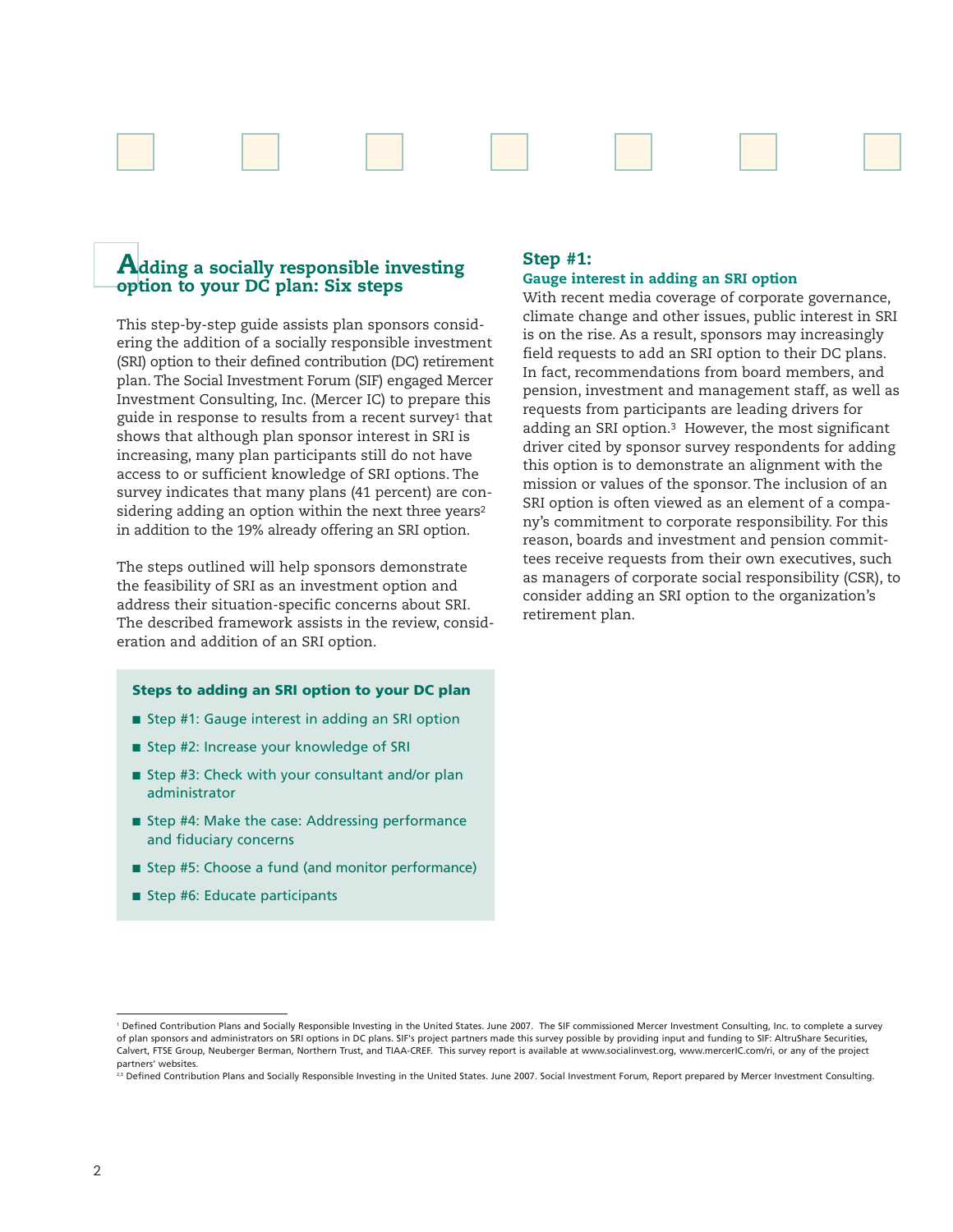## Adding a socially responsible investing option to your DC plan: Six steps

This step-by-step guide assists plan sponsors considering the addition of a socially responsible investment (SRI) option to their defined contribution (DC) retirement plan. The Social Investment Forum (SIF) engaged Mercer Investment Consulting, Inc. (Mercer IC) to prepare this guide in response to results from a recent survey[1] that shows that although plan sponsor interest in SRI is increasing, many plan participants still do not have access to or sufficient knowledge of SRI options. The survey indicates that many plans (41 percent) are considering adding an option within the next three years[2] in addition to the 19% already offering an SRI option.

The steps outlined will help sponsors demonstrate the feasibility of SRI as an investment option and address their situation-specific concerns about SRI. The described framework assists in the review, consideration and addition of an SRI option.

**Steps to adding an SRI option to your DC plan**

- Step #1: Gauge interest in adding an SRI option
- Step #2: Increase your knowledge of SRI
- Step #3: Check with your consultant and/or plan administrator
- Step #4: Make the case: Addressing performance and fiduciary concerns
- Step #5: Choose a fund (and monitor performance)
- Step #6: Educate participants

### Step #1:

**Gauge interest in adding an SRI option**

With recent media coverage of corporate governance, climate change and other issues, public interest in SRI is on the rise. As a result, sponsors may increasingly field requests to add an SRI option to their DC plans. In fact, recommendations from board members, and pension, investment and management staff, as well as requests from participants are leading drivers for adding an SRI option.[3] However, the most significant driver cited by sponsor survey respondents for adding this option is to demonstrate an alignment with the mission or values of the sponsor. The inclusion of an SRI option is often viewed as an element of a company's commitment to corporate responsibility. For this reason, boards and investment and pension committees receive requests from their own executives, such as managers of corporate social responsibility (CSR), to consider adding an SRI option to the organization's retirement plan.

---

[1] Defined Contribution Plans and Socially Responsible Investing in the United States. June 2007. The SIF commissioned Mercer Investment Consulting, Inc. to complete a survey of plan sponsors and administrators on SRI options in DC plans. SIF's project partners made this survey possible by providing input and funding to SIF: AltruShare Securities, Calvert, FTSE Group, Neuberger Berman, Northern Trust, and TIAA-CREF. This survey report is available at www.socialinvest.org, www.mercerIC.com/ri, or any of the project partners' websites.

[2,3] Defined Contribution Plans and Socially Responsible Investing in the United States. June 2007. Social Investment Forum, Report prepared by Mercer Investment Consulting.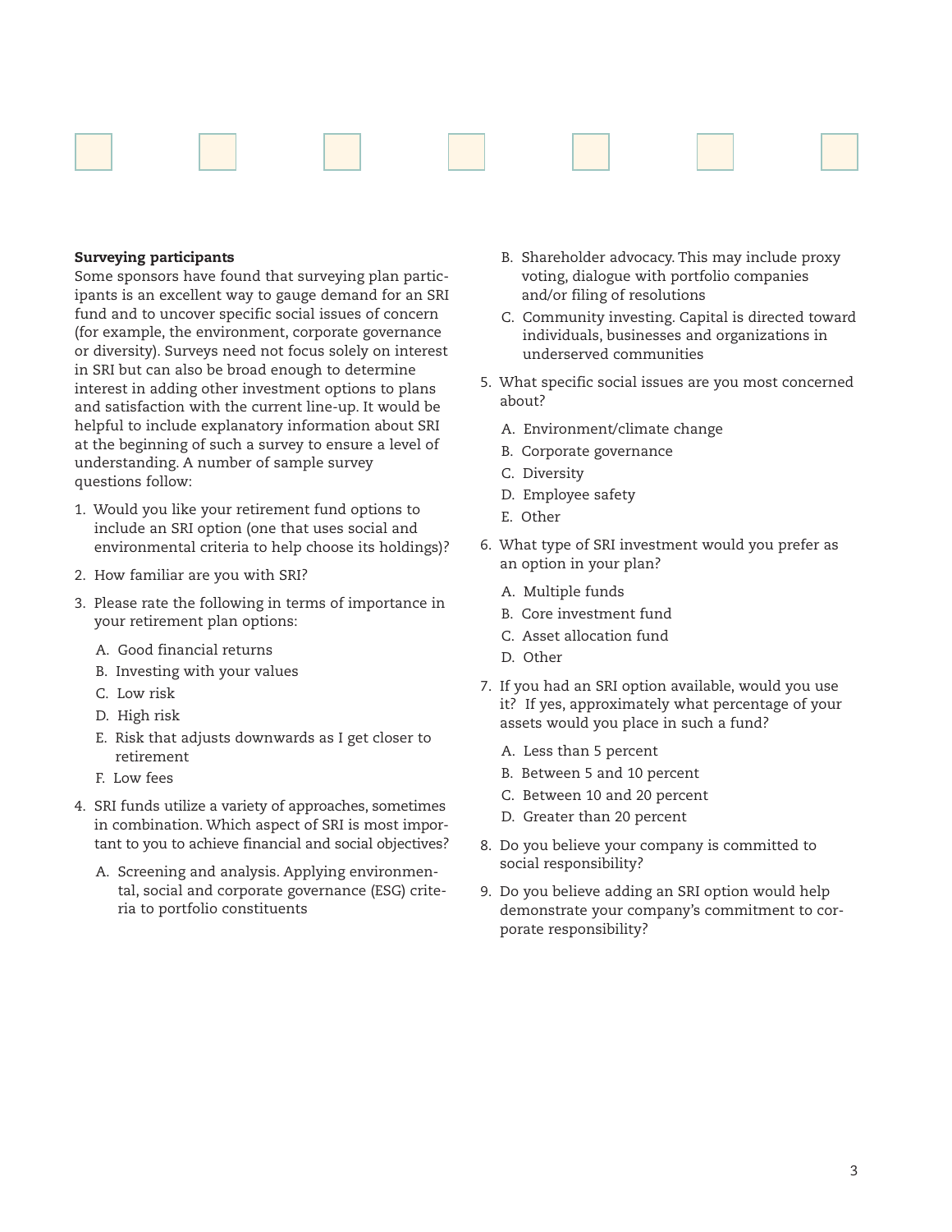**Surveying participants**

Some sponsors have found that surveying plan participants is an excellent way to gauge demand for an SRI fund and to uncover specific social issues of concern (for example, the environment, corporate governance or diversity). Surveys need not focus solely on interest in SRI but can also be broad enough to determine interest in adding other investment options to plans and satisfaction with the current line-up. It would be helpful to include explanatory information about SRI at the beginning of such a survey to ensure a level of understanding. A number of sample survey questions follow:

1. Would you like your retirement fund options to include an SRI option (one that uses social and environmental criteria to help choose its holdings)?
2. How familiar are you with SRI?
3. Please rate the following in terms of importance in your retirement plan options:
   - A. Good financial returns
   - B. Investing with your values
   - C. Low risk
   - D. High risk
   - E. Risk that adjusts downwards as I get closer to retirement
   - F. Low fees
4. SRI funds utilize a variety of approaches, sometimes in combination. Which aspect of SRI is most important to you to achieve financial and social objectives?
   - A. Screening and analysis. Applying environmental, social and corporate governance (ESG) criteria to portfolio constituents
   - B. Shareholder advocacy. This may include proxy voting, dialogue with portfolio companies and/or filing of resolutions
   - C. Community investing. Capital is directed toward individuals, businesses and organizations in underserved communities
5. What specific social issues are you most concerned about?
   - A. Environment/climate change
   - B. Corporate governance
   - C. Diversity
   - D. Employee safety
   - E. Other
6. What type of SRI investment would you prefer as an option in your plan?
   - A. Multiple funds
   - B. Core investment fund
   - C. Asset allocation fund
   - D. Other
7. If you had an SRI option available, would you use it? If yes, approximately what percentage of your assets would you place in such a fund?
   - A. Less than 5 percent
   - B. Between 5 and 10 percent
   - C. Between 10 and 20 percent
   - D. Greater than 20 percent
8. Do you believe your company is committed to social responsibility?
9. Do you believe adding an SRI option would help demonstrate your company's commitment to corporate responsibility?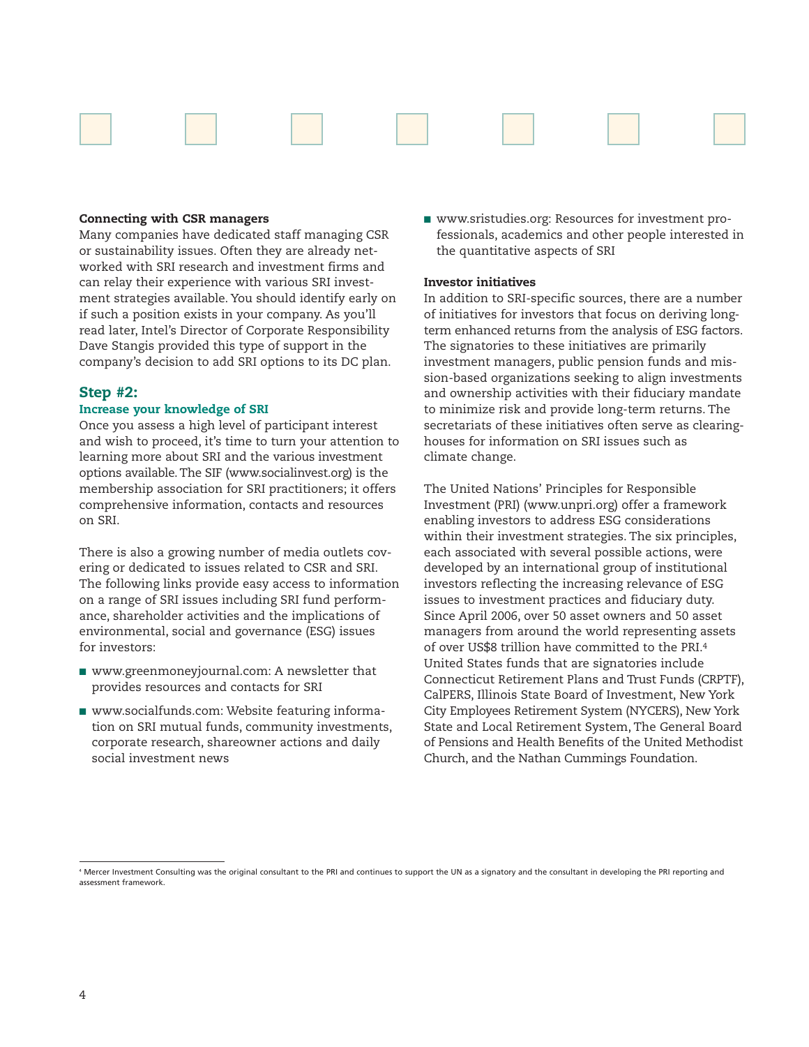### Connecting with CSR managers

Many companies have dedicated staff managing CSR or sustainability issues. Often they are already networked with SRI research and investment firms and can relay their experience with various SRI investment strategies available. You should identify early on if such a position exists in your company. As you'll read later, Intel's Director of Corporate Responsibility Dave Stangis provided this type of support in the company's decision to add SRI options to its DC plan.

## Step #2:

### Increase your knowledge of SRI

Once you assess a high level of participant interest and wish to proceed, it's time to turn your attention to learning more about SRI and the various investment options available. The SIF (www.socialinvest.org) is the membership association for SRI practitioners; it offers comprehensive information, contacts and resources on SRI.

There is also a growing number of media outlets covering or dedicated to issues related to CSR and SRI. The following links provide easy access to information on a range of SRI issues including SRI fund performance, shareholder activities and the implications of environmental, social and governance (ESG) issues for investors:

- www.greenmoneyjournal.com: A newsletter that provides resources and contacts for SRI
- www.socialfunds.com: Website featuring information on SRI mutual funds, community investments, corporate research, shareowner actions and daily social investment news
- www.sristudies.org: Resources for investment professionals, academics and other people interested in the quantitative aspects of SRI

### Investor initiatives

In addition to SRI-specific sources, there are a number of initiatives for investors that focus on deriving long-term enhanced returns from the analysis of ESG factors. The signatories to these initiatives are primarily investment managers, public pension funds and mission-based organizations seeking to align investments and ownership activities with their fiduciary mandate to minimize risk and provide long-term returns. The secretariats of these initiatives often serve as clearinghouses for information on SRI issues such as climate change.

The United Nations' Principles for Responsible Investment (PRI) (www.unpri.org) offer a framework enabling investors to address ESG considerations within their investment strategies. The six principles, each associated with several possible actions, were developed by an international group of institutional investors reflecting the increasing relevance of ESG issues to investment practices and fiduciary duty. Since April 2006, over 50 asset owners and 50 asset managers from around the world representing assets of over US$8 trillion have committed to the PRI.[4] United States funds that are signatories include Connecticut Retirement Plans and Trust Funds (CRPTF), CalPERS, Illinois State Board of Investment, New York City Employees Retirement System (NYCERS), New York State and Local Retirement System, The General Board of Pensions and Health Benefits of the United Methodist Church, and the Nathan Cummings Foundation.

[4] Mercer Investment Consulting was the original consultant to the PRI and continues to support the UN as a signatory and the consultant in developing the PRI reporting and assessment framework.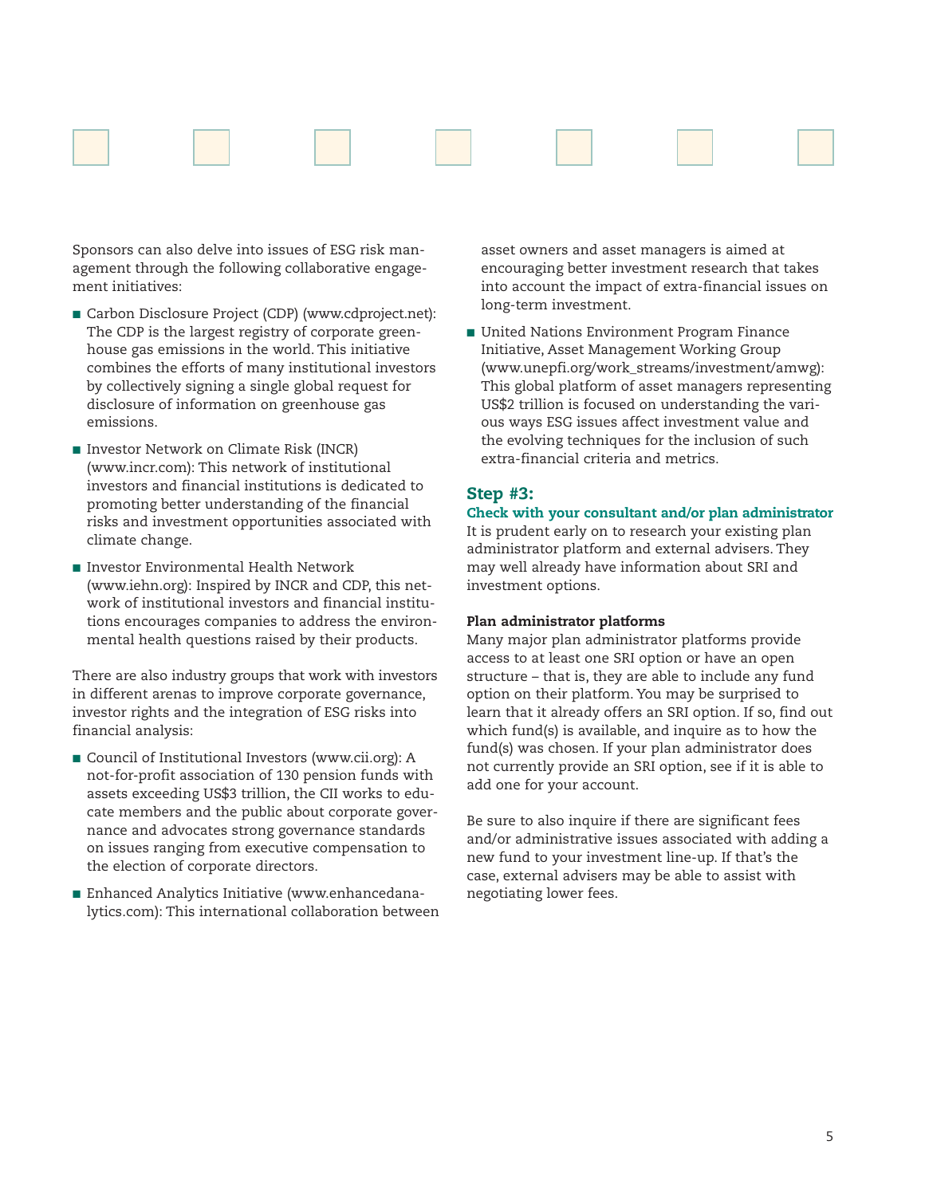Sponsors can also delve into issues of ESG risk management through the following collaborative engagement initiatives:

- Carbon Disclosure Project (CDP) (www.cdproject.net): The CDP is the largest registry of corporate greenhouse gas emissions in the world. This initiative combines the efforts of many institutional investors by collectively signing a single global request for disclosure of information on greenhouse gas emissions.
- Investor Network on Climate Risk (INCR) (www.incr.com): This network of institutional investors and financial institutions is dedicated to promoting better understanding of the financial risks and investment opportunities associated with climate change.
- Investor Environmental Health Network (www.iehn.org): Inspired by INCR and CDP, this network of institutional investors and financial institutions encourages companies to address the environmental health questions raised by their products.

There are also industry groups that work with investors in different arenas to improve corporate governance, investor rights and the integration of ESG risks into financial analysis:

- Council of Institutional Investors (www.cii.org): A not-for-profit association of 130 pension funds with assets exceeding US$3 trillion, the CII works to educate members and the public about corporate governance and advocates strong governance standards on issues ranging from executive compensation to the election of corporate directors.
- Enhanced Analytics Initiative (www.enhancedanalytics.com): This international collaboration between asset owners and asset managers is aimed at encouraging better investment research that takes into account the impact of extra-financial issues on long-term investment.
- United Nations Environment Program Finance Initiative, Asset Management Working Group (www.unepfi.org/work_streams/investment/amwg): This global platform of asset managers representing US$2 trillion is focused on understanding the various ways ESG issues affect investment value and the evolving techniques for the inclusion of such extra-financial criteria and metrics.

## Step #3:

### Check with your consultant and/or plan administrator

It is prudent early on to research your existing plan administrator platform and external advisers. They may well already have information about SRI and investment options.

#### Plan administrator platforms

Many major plan administrator platforms provide access to at least one SRI option or have an open structure – that is, they are able to include any fund option on their platform. You may be surprised to learn that it already offers an SRI option. If so, find out which fund(s) is available, and inquire as to how the fund(s) was chosen. If your plan administrator does not currently provide an SRI option, see if it is able to add one for your account.

Be sure to also inquire if there are significant fees and/or administrative issues associated with adding a new fund to your investment line-up. If that's the case, external advisers may be able to assist with negotiating lower fees.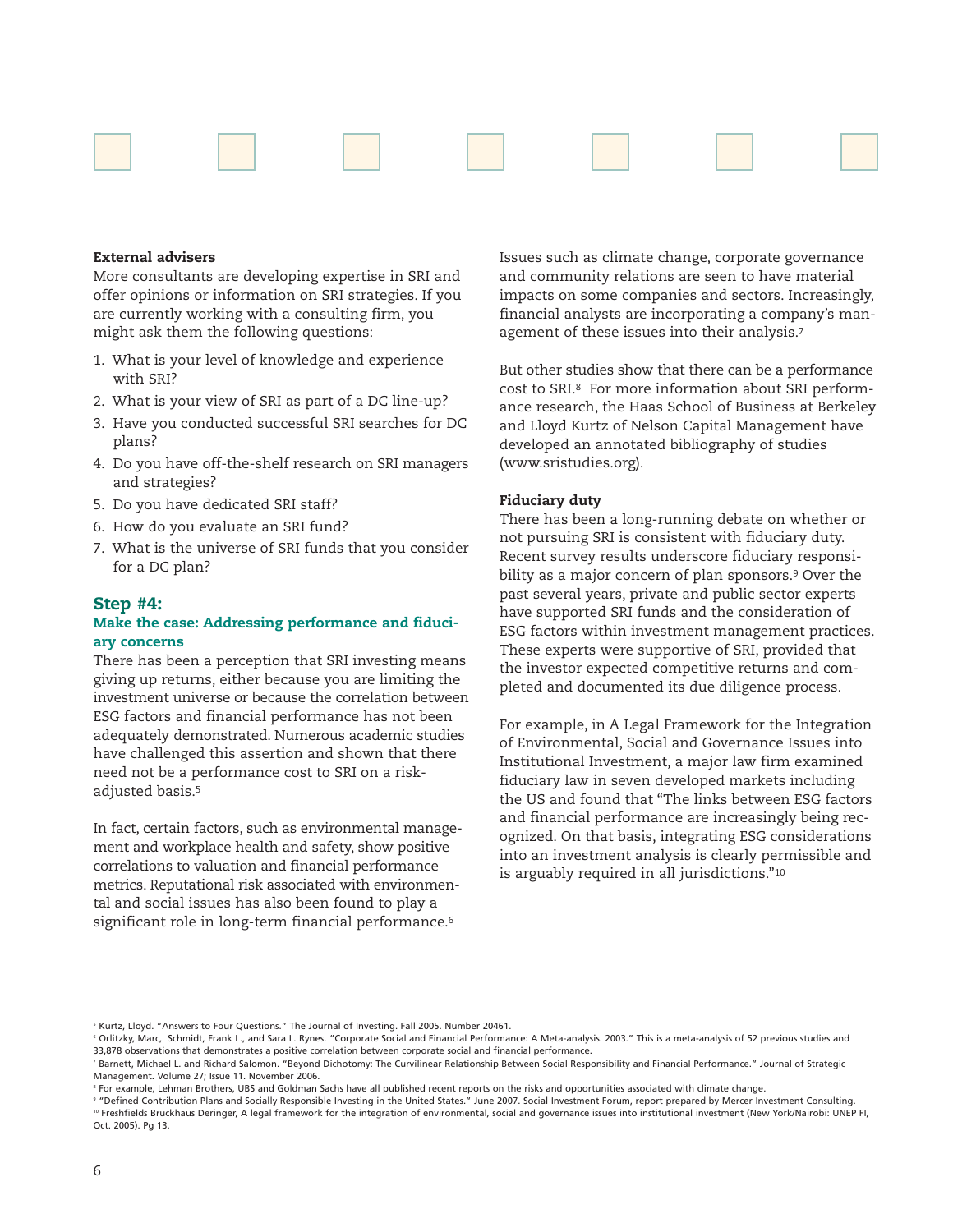### External advisers

More consultants are developing expertise in SRI and offer opinions or information on SRI strategies. If you are currently working with a consulting firm, you might ask them the following questions:

1. What is your level of knowledge and experience with SRI?
2. What is your view of SRI as part of a DC line-up?
3. Have you conducted successful SRI searches for DC plans?
4. Do you have off-the-shelf research on SRI managers and strategies?
5. Do you have dedicated SRI staff?
6. How do you evaluate an SRI fund?
7. What is the universe of SRI funds that you consider for a DC plan?

## Step #4:

### Make the case: Addressing performance and fiduciary concerns

There has been a perception that SRI investing means giving up returns, either because you are limiting the investment universe or because the correlation between ESG factors and financial performance has not been adequately demonstrated. Numerous academic studies have challenged this assertion and shown that there need not be a performance cost to SRI on a risk-adjusted basis.[5]

In fact, certain factors, such as environmental management and workplace health and safety, show positive correlations to valuation and financial performance metrics. Reputational risk associated with environmental and social issues has also been found to play a significant role in long-term financial performance.[6]

Issues such as climate change, corporate governance and community relations are seen to have material impacts on some companies and sectors. Increasingly, financial analysts are incorporating a company's management of these issues into their analysis.[7]

But other studies show that there can be a performance cost to SRI.[8] For more information about SRI performance research, the Haas School of Business at Berkeley and Lloyd Kurtz of Nelson Capital Management have developed an annotated bibliography of studies (www.sristudies.org).

### Fiduciary duty

There has been a long-running debate on whether or not pursuing SRI is consistent with fiduciary duty. Recent survey results underscore fiduciary responsibility as a major concern of plan sponsors.[9] Over the past several years, private and public sector experts have supported SRI funds and the consideration of ESG factors within investment management practices. These experts were supportive of SRI, provided that the investor expected competitive returns and completed and documented its due diligence process.

For example, in A Legal Framework for the Integration of Environmental, Social and Governance Issues into Institutional Investment, a major law firm examined fiduciary law in seven developed markets including the US and found that "The links between ESG factors and financial performance are increasingly being recognized. On that basis, integrating ESG considerations into an investment analysis is clearly permissible and is arguably required in all jurisdictions."[10]

---

[5] Kurtz, Lloyd. "Answers to Four Questions." The Journal of Investing. Fall 2005. Number 20461.

[6] Orlitzky, Marc, Schmidt, Frank L., and Sara L. Rynes. "Corporate Social and Financial Performance: A Meta-analysis. 2003." This is a meta-analysis of 52 previous studies and 33,878 observations that demonstrates a positive correlation between corporate social and financial performance.

[7] Barnett, Michael L. and Richard Salomon. "Beyond Dichotomy: The Curvilinear Relationship Between Social Responsibility and Financial Performance." Journal of Strategic Management. Volume 27; Issue 11. November 2006.

[8] For example, Lehman Brothers, UBS and Goldman Sachs have all published recent reports on the risks and opportunities associated with climate change.

[9] "Defined Contribution Plans and Socially Responsible Investing in the United States." June 2007. Social Investment Forum, report prepared by Mercer Investment Consulting.

[10] Freshfields Bruckhaus Deringer, A legal framework for the integration of environmental, social and governance issues into institutional investment (New York/Nairobi: UNEP FI, Oct. 2005). Pg 13.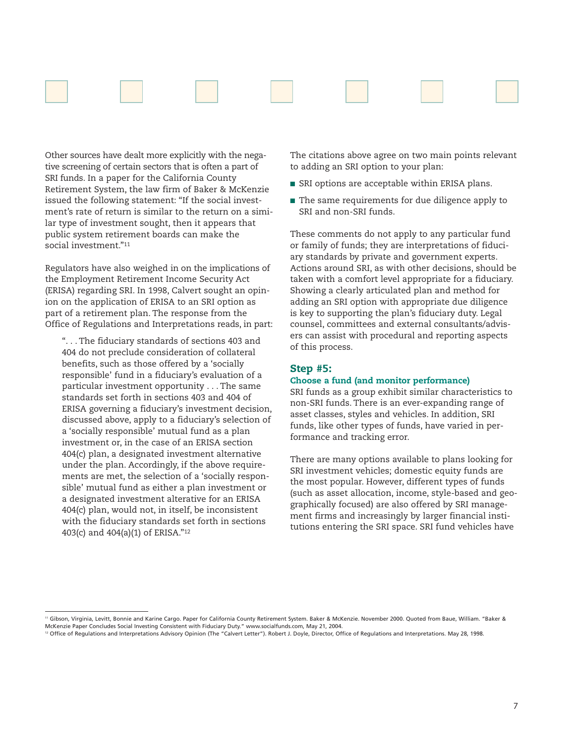Other sources have dealt more explicitly with the negative screening of certain sectors that is often a part of SRI funds. In a paper for the California County Retirement System, the law firm of Baker & McKenzie issued the following statement: "If the social investment's rate of return is similar to the return on a similar type of investment sought, then it appears that public system retirement boards can make the social investment."[11]

Regulators have also weighed in on the implications of the Employment Retirement Income Security Act (ERISA) regarding SRI. In 1998, Calvert sought an opinion on the application of ERISA to an SRI option as part of a retirement plan. The response from the Office of Regulations and Interpretations reads, in part:

> ". . . The fiduciary standards of sections 403 and 404 do not preclude consideration of collateral benefits, such as those offered by a 'socially responsible' fund in a fiduciary's evaluation of a particular investment opportunity . . . The same standards set forth in sections 403 and 404 of ERISA governing a fiduciary's investment decision, discussed above, apply to a fiduciary's selection of a 'socially responsible' mutual fund as a plan investment or, in the case of an ERISA section 404(c) plan, a designated investment alternative under the plan. Accordingly, if the above requirements are met, the selection of a 'socially responsible' mutual fund as either a plan investment or a designated investment alterative for an ERISA 404(c) plan, would not, in itself, be inconsistent with the fiduciary standards set forth in sections 403(c) and 404(a)(1) of ERISA."[12]

The citations above agree on two main points relevant to adding an SRI option to your plan:

- SRI options are acceptable within ERISA plans.
- The same requirements for due diligence apply to SRI and non-SRI funds.

These comments do not apply to any particular fund or family of funds; they are interpretations of fiduciary standards by private and government experts. Actions around SRI, as with other decisions, should be taken with a comfort level appropriate for a fiduciary. Showing a clearly articulated plan and method for adding an SRI option with appropriate due diligence is key to supporting the plan's fiduciary duty. Legal counsel, committees and external consultants/advisers can assist with procedural and reporting aspects of this process.

## Step #5:

### Choose a fund (and monitor performance)

SRI funds as a group exhibit similar characteristics to non-SRI funds. There is an ever-expanding range of asset classes, styles and vehicles. In addition, SRI funds, like other types of funds, have varied in performance and tracking error.

There are many options available to plans looking for SRI investment vehicles; domestic equity funds are the most popular. However, different types of funds (such as asset allocation, income, style-based and geographically focused) are also offered by SRI management firms and increasingly by larger financial institutions entering the SRI space. SRI fund vehicles have

---

[11] Gibson, Virginia, Levitt, Bonnie and Karine Cargo. Paper for California County Retirement System. Baker & McKenzie. November 2000. Quoted from Baue, William. "Baker & McKenzie Paper Concludes Social Investing Consistent with Fiduciary Duty." www.socialfunds.com, May 21, 2004.

[12] Office of Regulations and Interpretations Advisory Opinion (The "Calvert Letter"). Robert J. Doyle, Director, Office of Regulations and Interpretations. May 28, 1998.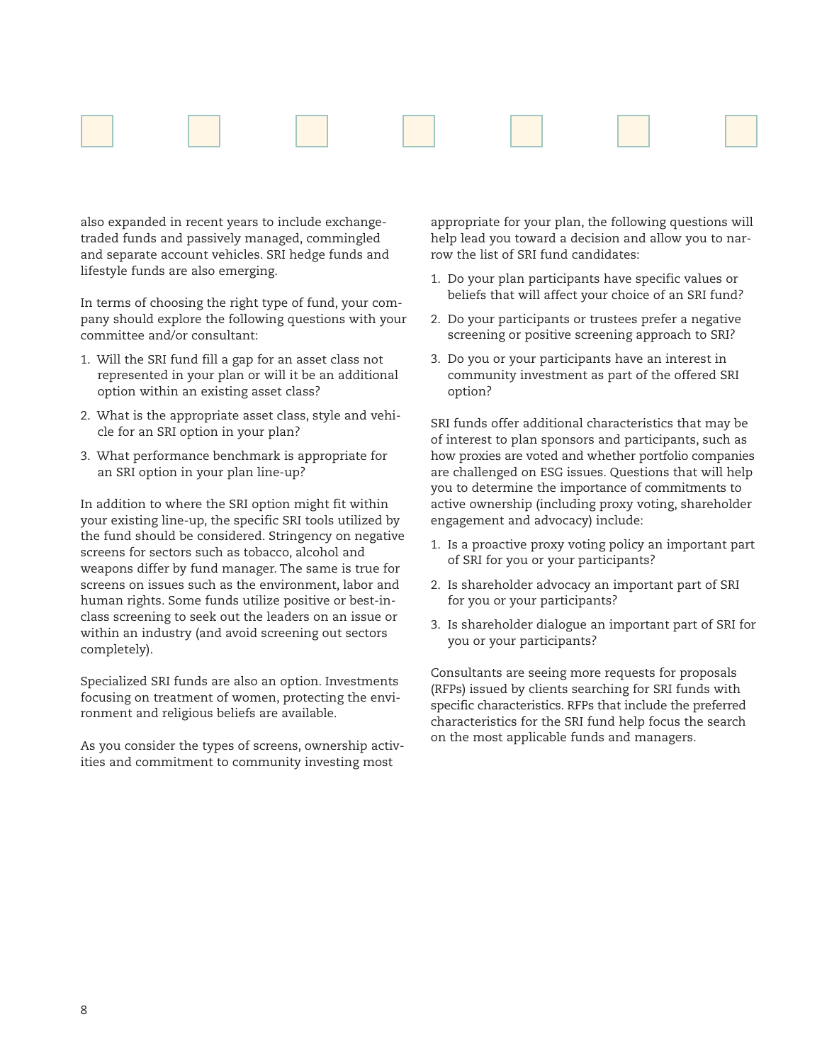also expanded in recent years to include exchange-traded funds and passively managed, commingled and separate account vehicles. SRI hedge funds and lifestyle funds are also emerging.

In terms of choosing the right type of fund, your company should explore the following questions with your committee and/or consultant:

1. Will the SRI fund fill a gap for an asset class not represented in your plan or will it be an additional option within an existing asset class?
2. What is the appropriate asset class, style and vehicle for an SRI option in your plan?
3. What performance benchmark is appropriate for an SRI option in your plan line-up?

In addition to where the SRI option might fit within your existing line-up, the specific SRI tools utilized by the fund should be considered. Stringency on negative screens for sectors such as tobacco, alcohol and weapons differ by fund manager. The same is true for screens on issues such as the environment, labor and human rights. Some funds utilize positive or best-in-class screening to seek out the leaders on an issue or within an industry (and avoid screening out sectors completely).

Specialized SRI funds are also an option. Investments focusing on treatment of women, protecting the environment and religious beliefs are available.

As you consider the types of screens, ownership activities and commitment to community investing most appropriate for your plan, the following questions will help lead you toward a decision and allow you to narrow the list of SRI fund candidates:

1. Do your plan participants have specific values or beliefs that will affect your choice of an SRI fund?
2. Do your participants or trustees prefer a negative screening or positive screening approach to SRI?
3. Do you or your participants have an interest in community investment as part of the offered SRI option?

SRI funds offer additional characteristics that may be of interest to plan sponsors and participants, such as how proxies are voted and whether portfolio companies are challenged on ESG issues. Questions that will help you to determine the importance of commitments to active ownership (including proxy voting, shareholder engagement and advocacy) include:

1. Is a proactive proxy voting policy an important part of SRI for you or your participants?
2. Is shareholder advocacy an important part of SRI for you or your participants?
3. Is shareholder dialogue an important part of SRI for you or your participants?

Consultants are seeing more requests for proposals (RFPs) issued by clients searching for SRI funds with specific characteristics. RFPs that include the preferred characteristics for the SRI fund help focus the search on the most applicable funds and managers.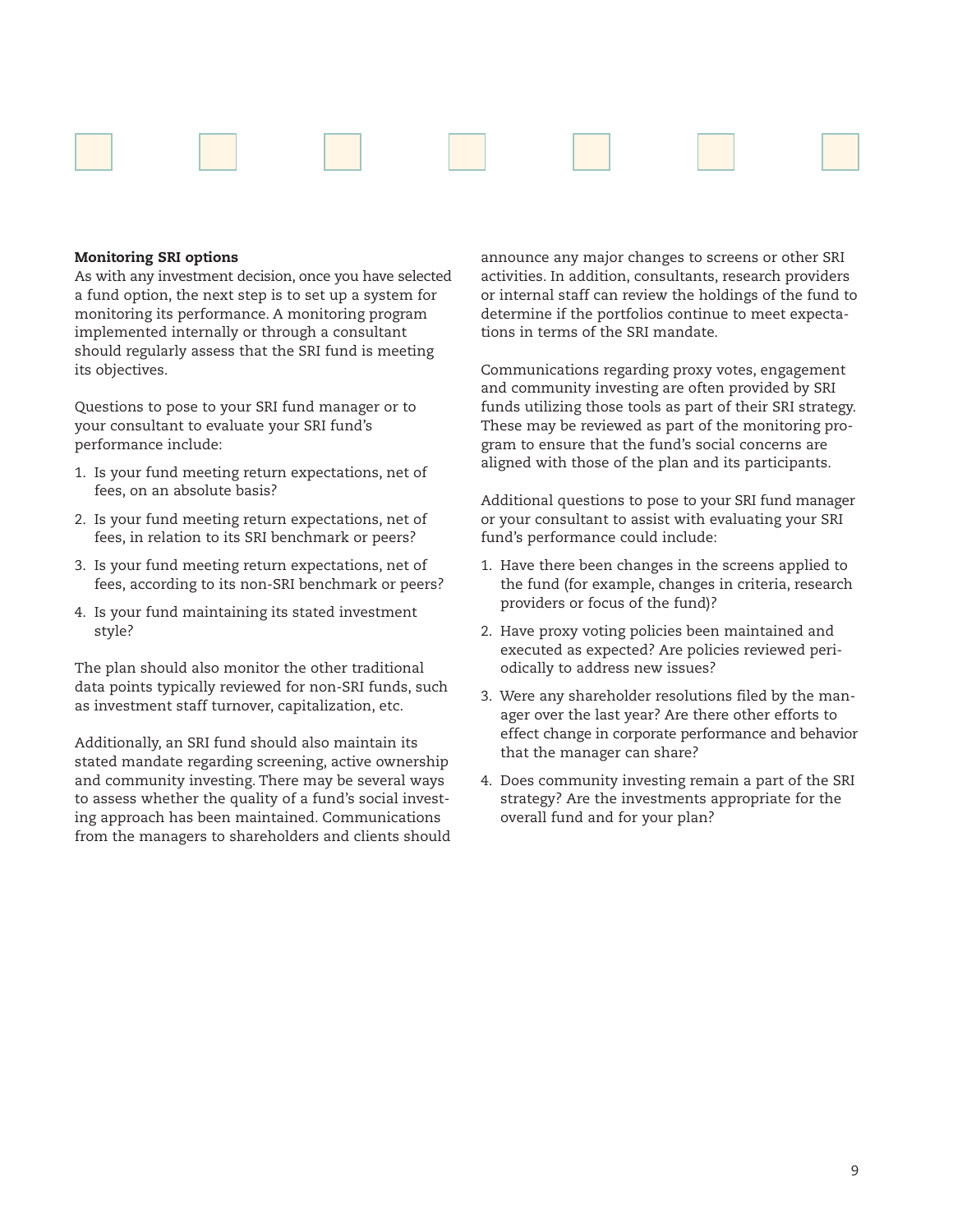### Monitoring SRI options

As with any investment decision, once you have selected a fund option, the next step is to set up a system for monitoring its performance. A monitoring program implemented internally or through a consultant should regularly assess that the SRI fund is meeting its objectives.

Questions to pose to your SRI fund manager or to your consultant to evaluate your SRI fund's performance include:

1. Is your fund meeting return expectations, net of fees, on an absolute basis?
2. Is your fund meeting return expectations, net of fees, in relation to its SRI benchmark or peers?
3. Is your fund meeting return expectations, net of fees, according to its non-SRI benchmark or peers?
4. Is your fund maintaining its stated investment style?

The plan should also monitor the other traditional data points typically reviewed for non-SRI funds, such as investment staff turnover, capitalization, etc.

Additionally, an SRI fund should also maintain its stated mandate regarding screening, active ownership and community investing. There may be several ways to assess whether the quality of a fund's social investing approach has been maintained. Communications from the managers to shareholders and clients should announce any major changes to screens or other SRI activities. In addition, consultants, research providers or internal staff can review the holdings of the fund to determine if the portfolios continue to meet expectations in terms of the SRI mandate.

Communications regarding proxy votes, engagement and community investing are often provided by SRI funds utilizing those tools as part of their SRI strategy. These may be reviewed as part of the monitoring program to ensure that the fund's social concerns are aligned with those of the plan and its participants.

Additional questions to pose to your SRI fund manager or your consultant to assist with evaluating your SRI fund's performance could include:

1. Have there been changes in the screens applied to the fund (for example, changes in criteria, research providers or focus of the fund)?
2. Have proxy voting policies been maintained and executed as expected? Are policies reviewed periodically to address new issues?
3. Were any shareholder resolutions filed by the manager over the last year? Are there other efforts to effect change in corporate performance and behavior that the manager can share?
4. Does community investing remain a part of the SRI strategy? Are the investments appropriate for the overall fund and for your plan?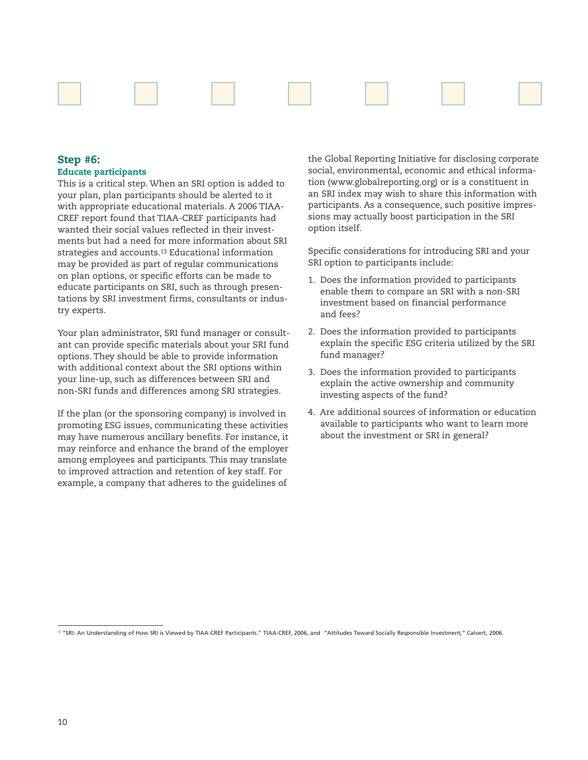## Step #6:

### Educate participants

This is a critical step. When an SRI option is added to your plan, plan participants should be alerted to it with appropriate educational materials. A 2006 TIAA-CREF report found that TIAA-CREF participants had wanted their social values reflected in their investments but had a need for more information about SRI strategies and accounts.[13] Educational information may be provided as part of regular communications on plan options, or specific efforts can be made to educate participants on SRI, such as through presentations by SRI investment firms, consultants or industry experts.

Your plan administrator, SRI fund manager or consultant can provide specific materials about your SRI fund options. They should be able to provide information with additional context about the SRI options within your line-up, such as differences between SRI and non-SRI funds and differences among SRI strategies.

If the plan (or the sponsoring company) is involved in promoting ESG issues, communicating these activities may have numerous ancillary benefits. For instance, it may reinforce and enhance the brand of the employer among employees and participants. This may translate to improved attraction and retention of key staff. For example, a company that adheres to the guidelines of the Global Reporting Initiative for disclosing corporate social, environmental, economic and ethical information (www.globalreporting.org) or is a constituent in an SRI index may wish to share this information with participants. As a consequence, such positive impressions may actually boost participation in the SRI option itself.

Specific considerations for introducing SRI and your SRI option to participants include:

1. Does the information provided to participants enable them to compare an SRI with a non-SRI investment based on financial performance and fees?
2. Does the information provided to participants explain the specific ESG criteria utilized by the SRI fund manager?
3. Does the information provided to participants explain the active ownership and community investing aspects of the fund?
4. Are additional sources of information or education available to participants who want to learn more about the investment or SRI in general?

[13] "SRI: An Understanding of How SRI is Viewed by TIAA-CREF Participants." TIAA-CREF, 2006, and "Attitudes Toward Socially Responsible Investment," Calvert, 2006.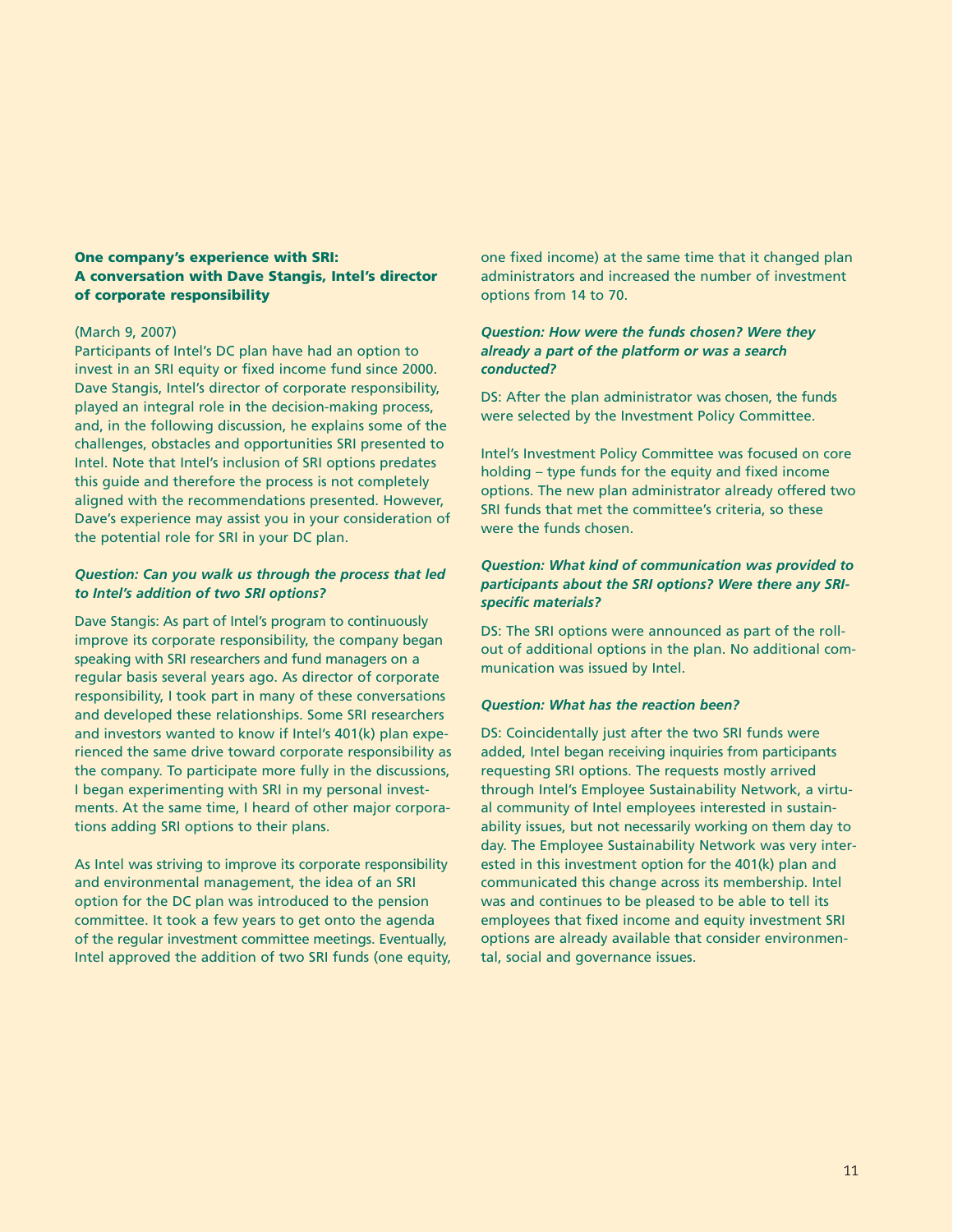## One company's experience with SRI: A conversation with Dave Stangis, Intel's director of corporate responsibility

(March 9, 2007)
Participants of Intel's DC plan have had an option to invest in an SRI equity or fixed income fund since 2000. Dave Stangis, Intel's director of corporate responsibility, played an integral role in the decision-making process, and, in the following discussion, he explains some of the challenges, obstacles and opportunities SRI presented to Intel. Note that Intel's inclusion of SRI options predates this guide and therefore the process is not completely aligned with the recommendations presented. However, Dave's experience may assist you in your consideration of the potential role for SRI in your DC plan.

***Question: Can you walk us through the process that led to Intel's addition of two SRI options?***

Dave Stangis: As part of Intel's program to continuously improve its corporate responsibility, the company began speaking with SRI researchers and fund managers on a regular basis several years ago. As director of corporate responsibility, I took part in many of these conversations and developed these relationships. Some SRI researchers and investors wanted to know if Intel's 401(k) plan experienced the same drive toward corporate responsibility as the company. To participate more fully in the discussions, I began experimenting with SRI in my personal investments. At the same time, I heard of other major corporations adding SRI options to their plans.

As Intel was striving to improve its corporate responsibility and environmental management, the idea of an SRI option for the DC plan was introduced to the pension committee. It took a few years to get onto the agenda of the regular investment committee meetings. Eventually, Intel approved the addition of two SRI funds (one equity, one fixed income) at the same time that it changed plan administrators and increased the number of investment options from 14 to 70.

***Question: How were the funds chosen? Were they already a part of the platform or was a search conducted?***

DS: After the plan administrator was chosen, the funds were selected by the Investment Policy Committee.

Intel's Investment Policy Committee was focused on core holding – type funds for the equity and fixed income options. The new plan administrator already offered two SRI funds that met the committee's criteria, so these were the funds chosen.

***Question: What kind of communication was provided to participants about the SRI options? Were there any SRI-specific materials?***

DS: The SRI options were announced as part of the roll-out of additional options in the plan. No additional communication was issued by Intel.

***Question: What has the reaction been?***

DS: Coincidentally just after the two SRI funds were added, Intel began receiving inquiries from participants requesting SRI options. The requests mostly arrived through Intel's Employee Sustainability Network, a virtual community of Intel employees interested in sustainability issues, but not necessarily working on them day to day. The Employee Sustainability Network was very interested in this investment option for the 401(k) plan and communicated this change across its membership. Intel was and continues to be pleased to be able to tell its employees that fixed income and equity investment SRI options are already available that consider environmental, social and governance issues.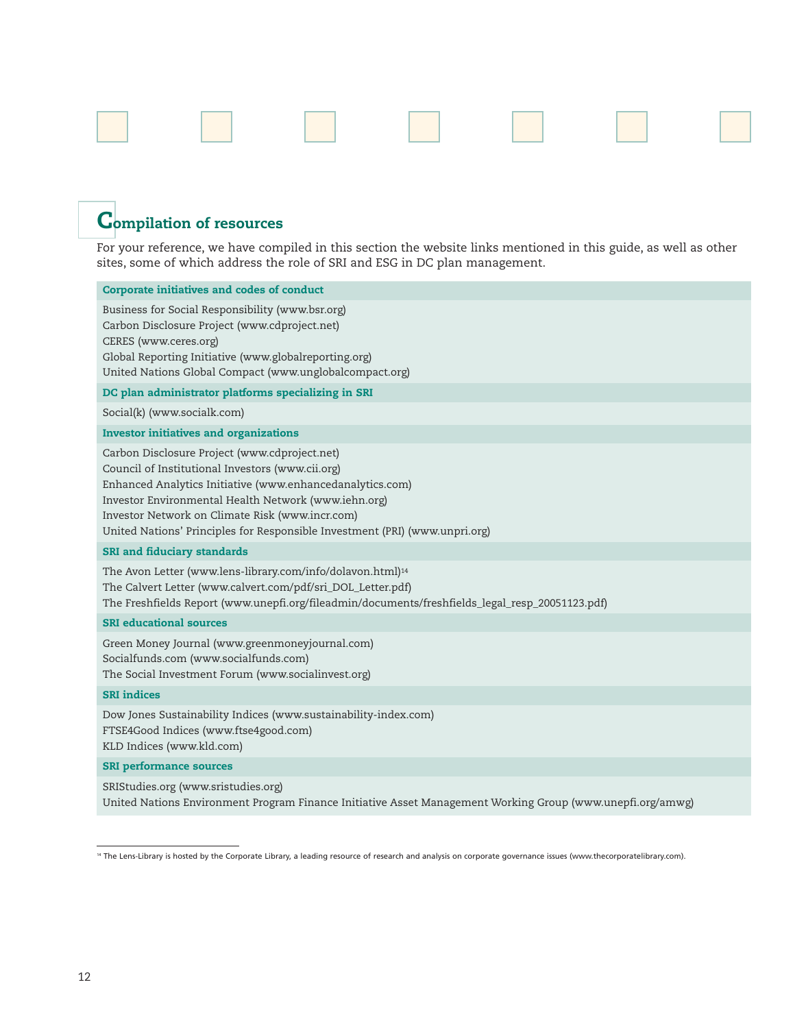## Compilation of resources

For your reference, we have compiled in this section the website links mentioned in this guide, as well as other sites, some of which address the role of SRI and ESG in DC plan management.

**Corporate initiatives and codes of conduct**

Business for Social Responsibility (www.bsr.org)
Carbon Disclosure Project (www.cdproject.net)
CERES (www.ceres.org)
Global Reporting Initiative (www.globalreporting.org)
United Nations Global Compact (www.unglobalcompact.org)

**DC plan administrator platforms specializing in SRI**

Social(k) (www.socialk.com)

**Investor initiatives and organizations**

Carbon Disclosure Project (www.cdproject.net)
Council of Institutional Investors (www.cii.org)
Enhanced Analytics Initiative (www.enhancedanalytics.com)
Investor Environmental Health Network (www.iehn.org)
Investor Network on Climate Risk (www.incr.com)
United Nations' Principles for Responsible Investment (PRI) (www.unpri.org)

**SRI and fiduciary standards**

The Avon Letter (www.lens-library.com/info/dolavon.html)[14]
The Calvert Letter (www.calvert.com/pdf/sri_DOL_Letter.pdf)
The Freshfields Report (www.unepfi.org/fileadmin/documents/freshfields_legal_resp_20051123.pdf)

**SRI educational sources**

Green Money Journal (www.greenmoneyjournal.com)
Socialfunds.com (www.socialfunds.com)
The Social Investment Forum (www.socialinvest.org)

**SRI indices**

Dow Jones Sustainability Indices (www.sustainability-index.com)
FTSE4Good Indices (www.ftse4good.com)
KLD Indices (www.kld.com)

**SRI performance sources**

SRIStudies.org (www.sristudies.org)
United Nations Environment Program Finance Initiative Asset Management Working Group (www.unepfi.org/amwg)

---

[14] The Lens-Library is hosted by the Corporate Library, a leading resource of research and analysis on corporate governance issues (www.thecorporatelibrary.com).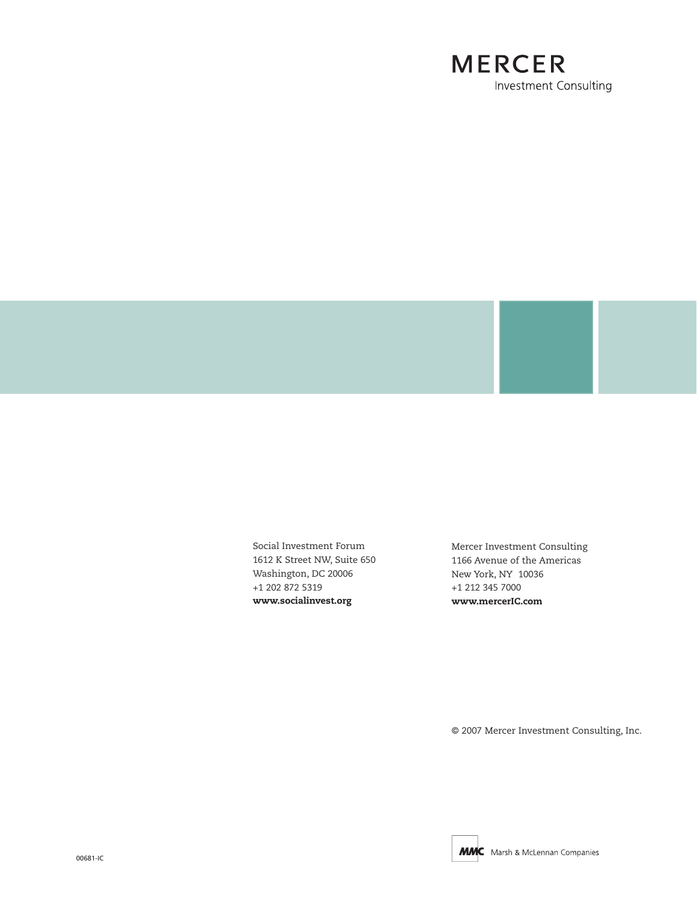MERCER

Investment Consulting

Social Investment Forum
1612 K Street NW, Suite 650
Washington, DC 20006
+1 202 872 5319
**www.socialinvest.org**

Mercer Investment Consulting
1166 Avenue of the Americas
New York, NY 10036
+1 212 345 7000
**www.mercerIC.com**

© 2007 Mercer Investment Consulting, Inc.

00681-IC

MMC Marsh & McLennan Companies